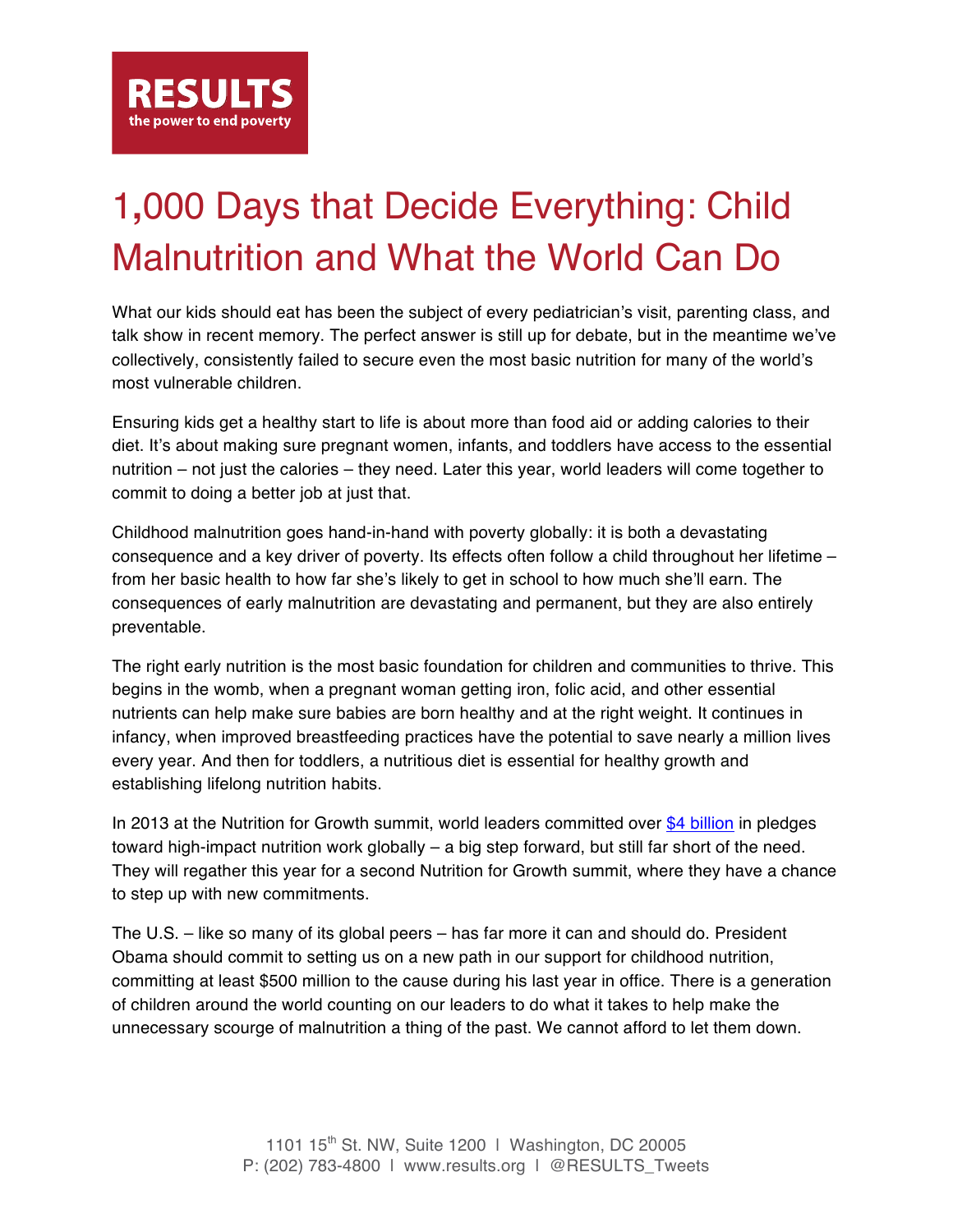RESULTS
the power to end poverty

# 1,000 Days that Decide Everything: Child Malnutrition and What the World Can Do

What our kids should eat has been the subject of every pediatrician's visit, parenting class, and talk show in recent memory. The perfect answer is still up for debate, but in the meantime we've collectively, consistently failed to secure even the most basic nutrition for many of the world's most vulnerable children.

Ensuring kids get a healthy start to life is about more than food aid or adding calories to their diet. It's about making sure pregnant women, infants, and toddlers have access to the essential nutrition – not just the calories – they need. Later this year, world leaders will come together to commit to doing a better job at just that.

Childhood malnutrition goes hand-in-hand with poverty globally: it is both a devastating consequence and a key driver of poverty. Its effects often follow a child throughout her lifetime – from her basic health to how far she's likely to get in school to how much she'll earn. The consequences of early malnutrition are devastating and permanent, but they are also entirely preventable.

The right early nutrition is the most basic foundation for children and communities to thrive. This begins in the womb, when a pregnant woman getting iron, folic acid, and other essential nutrients can help make sure babies are born healthy and at the right weight. It continues in infancy, when improved breastfeeding practices have the potential to save nearly a million lives every year. And then for toddlers, a nutritious diet is essential for healthy growth and establishing lifelong nutrition habits.

In 2013 at the Nutrition for Growth summit, world leaders committed over $4 billion in pledges toward high-impact nutrition work globally – a big step forward, but still far short of the need. They will regather this year for a second Nutrition for Growth summit, where they have a chance to step up with new commitments.

The U.S. – like so many of its global peers – has far more it can and should do. President Obama should commit to setting us on a new path in our support for childhood nutrition, committing at least $500 million to the cause during his last year in office. There is a generation of children around the world counting on our leaders to do what it takes to help make the unnecessary scourge of malnutrition a thing of the past. We cannot afford to let them down.

1101 15th St. NW, Suite 1200 | Washington, DC 20005
P: (202) 783-4800 | www.results.org | @RESULTS_Tweets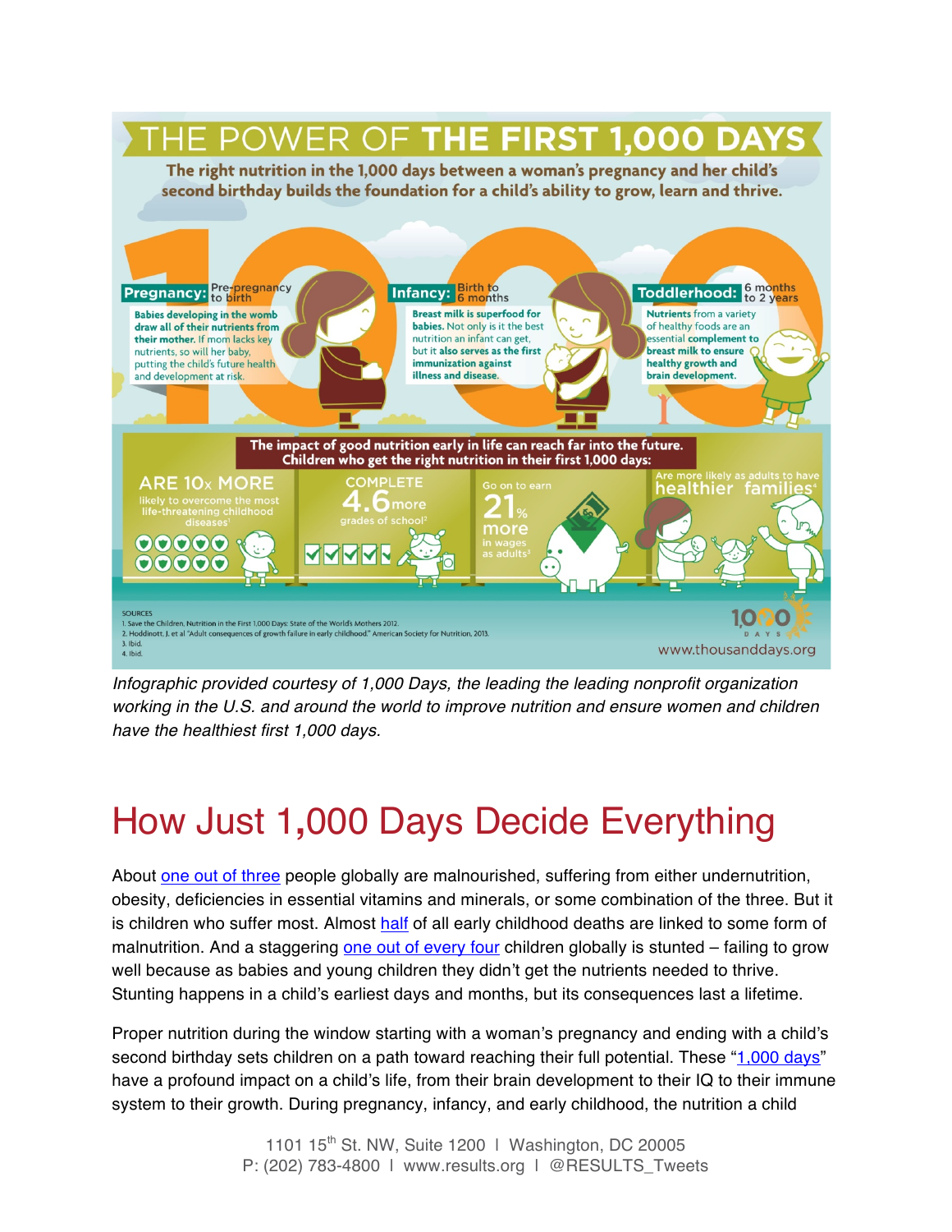# THE POWER OF THE FIRST 1,000 DAYS

**The right nutrition in the 1,000 days between a woman's pregnancy and her child's second birthday builds the foundation for a child's ability to grow, learn and thrive.**

**Pregnancy:** Pre-pregnancy to birth

**Babies developing in the womb draw all of their nutrients from their mother.** If mom lacks key nutrients, so will her baby, putting the child's future health and development at risk.

**Infancy:** Birth to 6 months

**Breast milk is superfood for babies.** Not only is it the best nutrition an infant can get, but it **also serves as the first immunization against illness and disease.**

**Toddlerhood:** 6 months to 2 years

**Nutrients** from a variety of healthy foods are an **essential complement to breast milk to ensure healthy growth and brain development.**

**The impact of good nutrition early in life can reach far into the future. Children who get the right nutrition in their first 1,000 days:**

- ARE 10x MORE likely to overcome the most life-threatening childhood diseases[1]
- COMPLETE 4.6 more grades of school[2]
- Go on to earn 21% more in wages as adults[3]
- Are more likely as adults to have healthier families[4]

SOURCES
1. Save the Children. Nutrition in the First 1,000 Days: State of the World's Mothers 2012.
2. Hoddinott, J. et al "Adult consequences of growth failure in early childhood." American Society for Nutrition, 2013.
3. Ibid.
4. Ibid.

www.thousanddays.org

*Infographic provided courtesy of 1,000 Days, the leading the leading nonprofit organization working in the U.S. and around the world to improve nutrition and ensure women and children have the healthiest first 1,000 days.*

# How Just 1,000 Days Decide Everything

About one out of three people globally are malnourished, suffering from either undernutrition, obesity, deficiencies in essential vitamins and minerals, or some combination of the three. But it is children who suffer most. Almost half of all early childhood deaths are linked to some form of malnutrition. And a staggering one out of every four children globally is stunted – failing to grow well because as babies and young children they didn't get the nutrients needed to thrive. Stunting happens in a child's earliest days and months, but its consequences last a lifetime.

Proper nutrition during the window starting with a woman's pregnancy and ending with a child's second birthday sets children on a path toward reaching their full potential. These "1,000 days" have a profound impact on a child's life, from their brain development to their IQ to their immune system to their growth. During pregnancy, infancy, and early childhood, the nutrition a child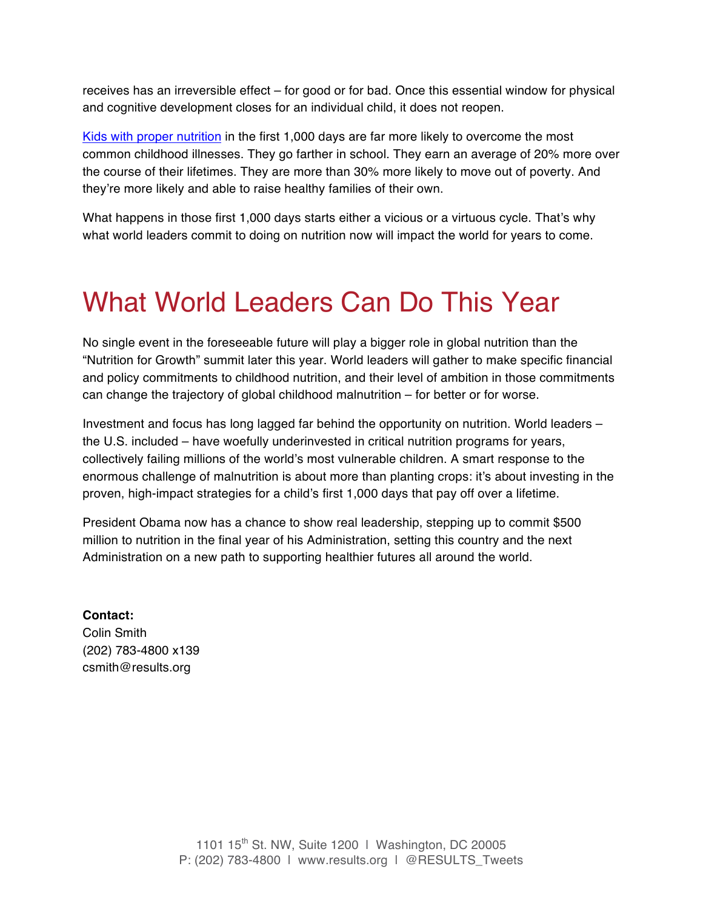receives has an irreversible effect – for good or for bad. Once this essential window for physical and cognitive development closes for an individual child, it does not reopen.

Kids with proper nutrition in the first 1,000 days are far more likely to overcome the most common childhood illnesses. They go farther in school. They earn an average of 20% more over the course of their lifetimes. They are more than 30% more likely to move out of poverty. And they're more likely and able to raise healthy families of their own.

What happens in those first 1,000 days starts either a vicious or a virtuous cycle. That's why what world leaders commit to doing on nutrition now will impact the world for years to come.

# What World Leaders Can Do This Year

No single event in the foreseeable future will play a bigger role in global nutrition than the "Nutrition for Growth" summit later this year. World leaders will gather to make specific financial and policy commitments to childhood nutrition, and their level of ambition in those commitments can change the trajectory of global childhood malnutrition – for better or for worse.

Investment and focus has long lagged far behind the opportunity on nutrition. World leaders – the U.S. included – have woefully underinvested in critical nutrition programs for years, collectively failing millions of the world's most vulnerable children. A smart response to the enormous challenge of malnutrition is about more than planting crops: it's about investing in the proven, high-impact strategies for a child's first 1,000 days that pay off over a lifetime.

President Obama now has a chance to show real leadership, stepping up to commit $500 million to nutrition in the final year of his Administration, setting this country and the next Administration on a new path to supporting healthier futures all around the world.

**Contact:**
Colin Smith
(202) 783-4800 x139
csmith@results.org

1101 15th St. NW, Suite 1200 | Washington, DC 20005
P: (202) 783-4800 | www.results.org | @RESULTS_Tweets